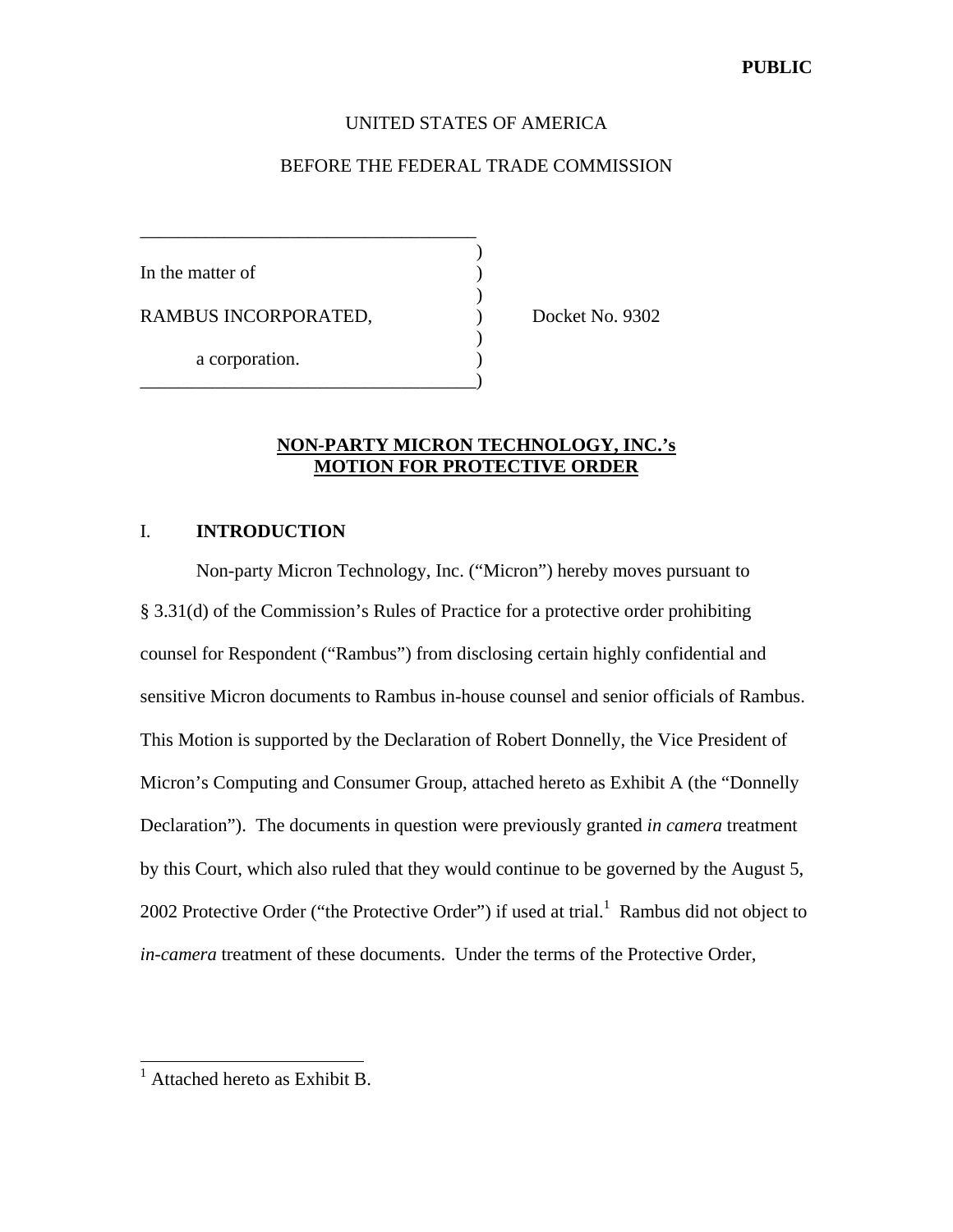**PUBLIC**

UNITED STATES OF AMERICA

BEFORE THE FEDERAL TRADE COMMISSION

```
____________________________________
                                    )
In the matter of                    )
                                    )
RAMBUS INCORPORATED,                )        Docket No. 9302
                                    )
        a corporation.              )
____________________________________)
```

**NON-PARTY MICRON TECHNOLOGY, INC.'s MOTION FOR PROTECTIVE ORDER**

## I. INTRODUCTION

Non-party Micron Technology, Inc. ("Micron") hereby moves pursuant to § 3.31(d) of the Commission's Rules of Practice for a protective order prohibiting counsel for Respondent ("Rambus") from disclosing certain highly confidential and sensitive Micron documents to Rambus in-house counsel and senior officials of Rambus. This Motion is supported by the Declaration of Robert Donnelly, the Vice President of Micron's Computing and Consumer Group, attached hereto as Exhibit A (the "Donnelly Declaration"). The documents in question were previously granted *in camera* treatment by this Court, which also ruled that they would continue to be governed by the August 5, 2002 Protective Order ("the Protective Order") if used at trial.[1] Rambus did not object to *in-camera* treatment of these documents. Under the terms of the Protective Order,

[1] Attached hereto as Exhibit B.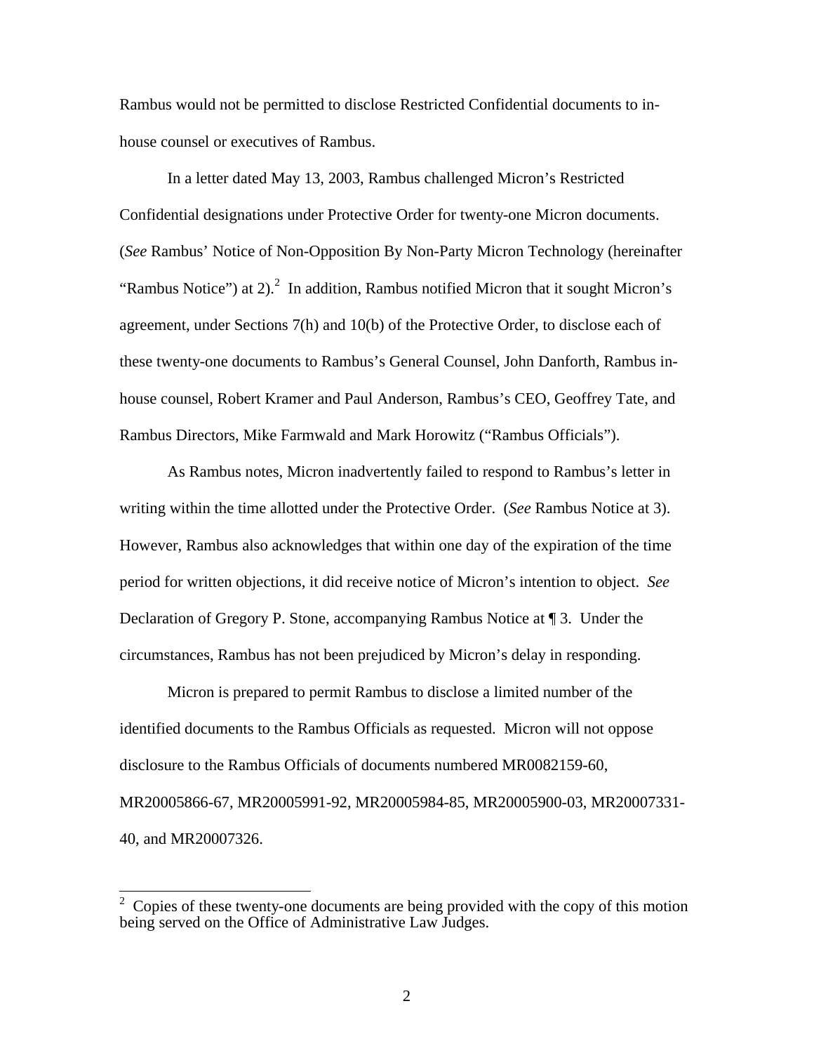Rambus would not be permitted to disclose Restricted Confidential documents to in-house counsel or executives of Rambus.

In a letter dated May 13, 2003, Rambus challenged Micron's Restricted Confidential designations under Protective Order for twenty-one Micron documents. (*See* Rambus' Notice of Non-Opposition By Non-Party Micron Technology (hereinafter "Rambus Notice") at 2).[2] In addition, Rambus notified Micron that it sought Micron's agreement, under Sections 7(h) and 10(b) of the Protective Order, to disclose each of these twenty-one documents to Rambus's General Counsel, John Danforth, Rambus in-house counsel, Robert Kramer and Paul Anderson, Rambus's CEO, Geoffrey Tate, and Rambus Directors, Mike Farmwald and Mark Horowitz ("Rambus Officials").

As Rambus notes, Micron inadvertently failed to respond to Rambus's letter in writing within the time allotted under the Protective Order. (*See* Rambus Notice at 3). However, Rambus also acknowledges that within one day of the expiration of the time period for written objections, it did receive notice of Micron's intention to object. *See* Declaration of Gregory P. Stone, accompanying Rambus Notice at ¶ 3. Under the circumstances, Rambus has not been prejudiced by Micron's delay in responding.

Micron is prepared to permit Rambus to disclose a limited number of the identified documents to the Rambus Officials as requested. Micron will not oppose disclosure to the Rambus Officials of documents numbered MR0082159-60, MR20005866-67, MR20005991-92, MR20005984-85, MR20005900-03, MR20007331-40, and MR20007326.

---

[2] Copies of these twenty-one documents are being provided with the copy of this motion being served on the Office of Administrative Law Judges.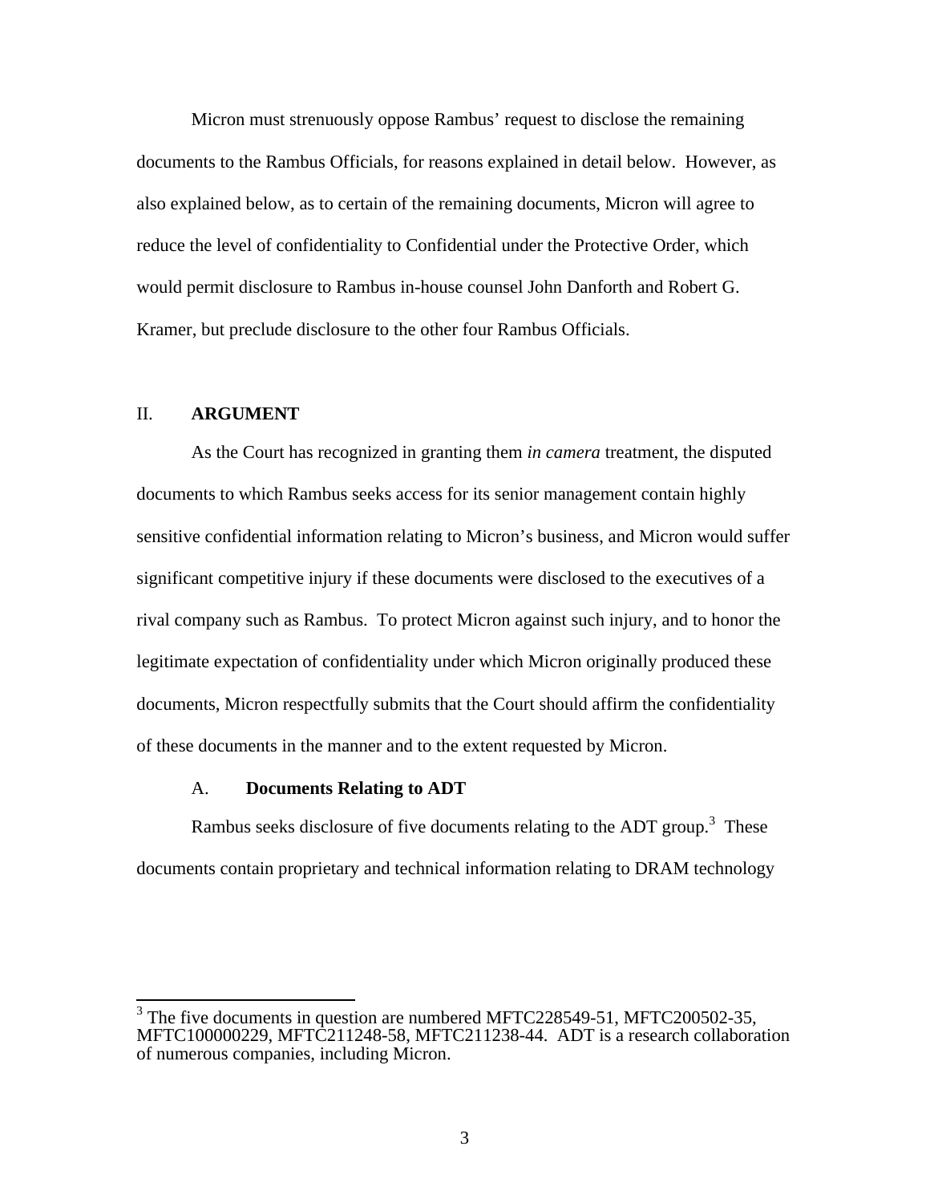Micron must strenuously oppose Rambus' request to disclose the remaining documents to the Rambus Officials, for reasons explained in detail below. However, as also explained below, as to certain of the remaining documents, Micron will agree to reduce the level of confidentiality to Confidential under the Protective Order, which would permit disclosure to Rambus in-house counsel John Danforth and Robert G. Kramer, but preclude disclosure to the other four Rambus Officials.

## II. **ARGUMENT**

As the Court has recognized in granting them *in camera* treatment, the disputed documents to which Rambus seeks access for its senior management contain highly sensitive confidential information relating to Micron's business, and Micron would suffer significant competitive injury if these documents were disclosed to the executives of a rival company such as Rambus. To protect Micron against such injury, and to honor the legitimate expectation of confidentiality under which Micron originally produced these documents, Micron respectfully submits that the Court should affirm the confidentiality of these documents in the manner and to the extent requested by Micron.

### A. **Documents Relating to ADT**

Rambus seeks disclosure of five documents relating to the ADT group.[3] These documents contain proprietary and technical information relating to DRAM technology

---

[3] The five documents in question are numbered MFTC228549-51, MFTC200502-35, MFTC100000229, MFTC211248-58, MFTC211238-44. ADT is a research collaboration of numerous companies, including Micron.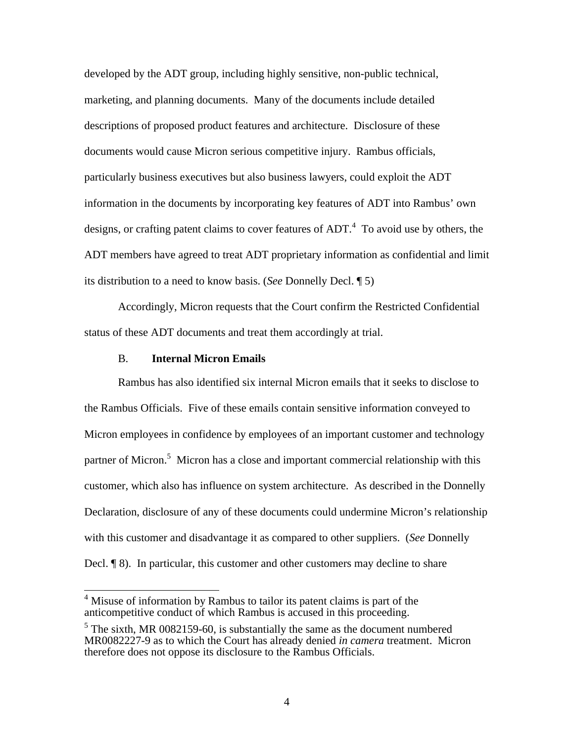developed by the ADT group, including highly sensitive, non-public technical, marketing, and planning documents. Many of the documents include detailed descriptions of proposed product features and architecture. Disclosure of these documents would cause Micron serious competitive injury. Rambus officials, particularly business executives but also business lawyers, could exploit the ADT information in the documents by incorporating key features of ADT into Rambus' own designs, or crafting patent claims to cover features of ADT.[4] To avoid use by others, the ADT members have agreed to treat ADT proprietary information as confidential and limit its distribution to a need to know basis. (*See* Donnelly Decl. ¶ 5)

Accordingly, Micron requests that the Court confirm the Restricted Confidential status of these ADT documents and treat them accordingly at trial.

B. **Internal Micron Emails**

Rambus has also identified six internal Micron emails that it seeks to disclose to the Rambus Officials. Five of these emails contain sensitive information conveyed to Micron employees in confidence by employees of an important customer and technology partner of Micron.[5] Micron has a close and important commercial relationship with this customer, which also has influence on system architecture. As described in the Donnelly Declaration, disclosure of any of these documents could undermine Micron's relationship with this customer and disadvantage it as compared to other suppliers. (*See* Donnelly Decl. ¶ 8). In particular, this customer and other customers may decline to share

---

[4] Misuse of information by Rambus to tailor its patent claims is part of the anticompetitive conduct of which Rambus is accused in this proceeding.

[5] The sixth, MR 0082159-60, is substantially the same as the document numbered MR0082227-9 as to which the Court has already denied *in camera* treatment. Micron therefore does not oppose its disclosure to the Rambus Officials.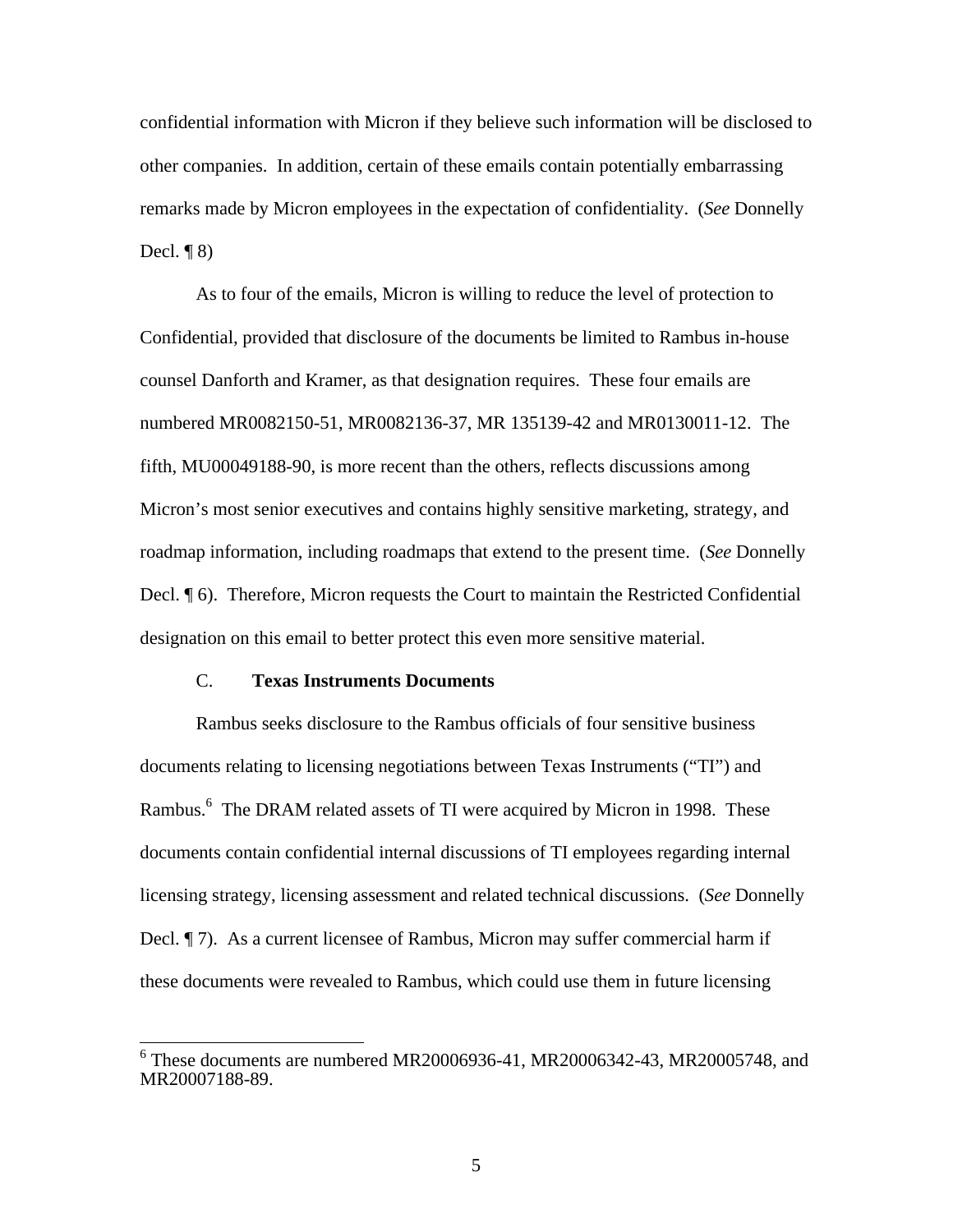confidential information with Micron if they believe such information will be disclosed to other companies. In addition, certain of these emails contain potentially embarrassing remarks made by Micron employees in the expectation of confidentiality. (*See* Donnelly Decl. ¶ 8)

As to four of the emails, Micron is willing to reduce the level of protection to Confidential, provided that disclosure of the documents be limited to Rambus in-house counsel Danforth and Kramer, as that designation requires. These four emails are numbered MR0082150-51, MR0082136-37, MR 135139-42 and MR0130011-12. The fifth, MU00049188-90, is more recent than the others, reflects discussions among Micron's most senior executives and contains highly sensitive marketing, strategy, and roadmap information, including roadmaps that extend to the present time. (*See* Donnelly Decl. ¶ 6). Therefore, Micron requests the Court to maintain the Restricted Confidential designation on this email to better protect this even more sensitive material.

### C. **Texas Instruments Documents**

Rambus seeks disclosure to the Rambus officials of four sensitive business documents relating to licensing negotiations between Texas Instruments ("TI") and Rambus.[6] The DRAM related assets of TI were acquired by Micron in 1998. These documents contain confidential internal discussions of TI employees regarding internal licensing strategy, licensing assessment and related technical discussions. (*See* Donnelly Decl. ¶ 7). As a current licensee of Rambus, Micron may suffer commercial harm if these documents were revealed to Rambus, which could use them in future licensing

[6] These documents are numbered MR20006936-41, MR20006342-43, MR20005748, and MR20007188-89.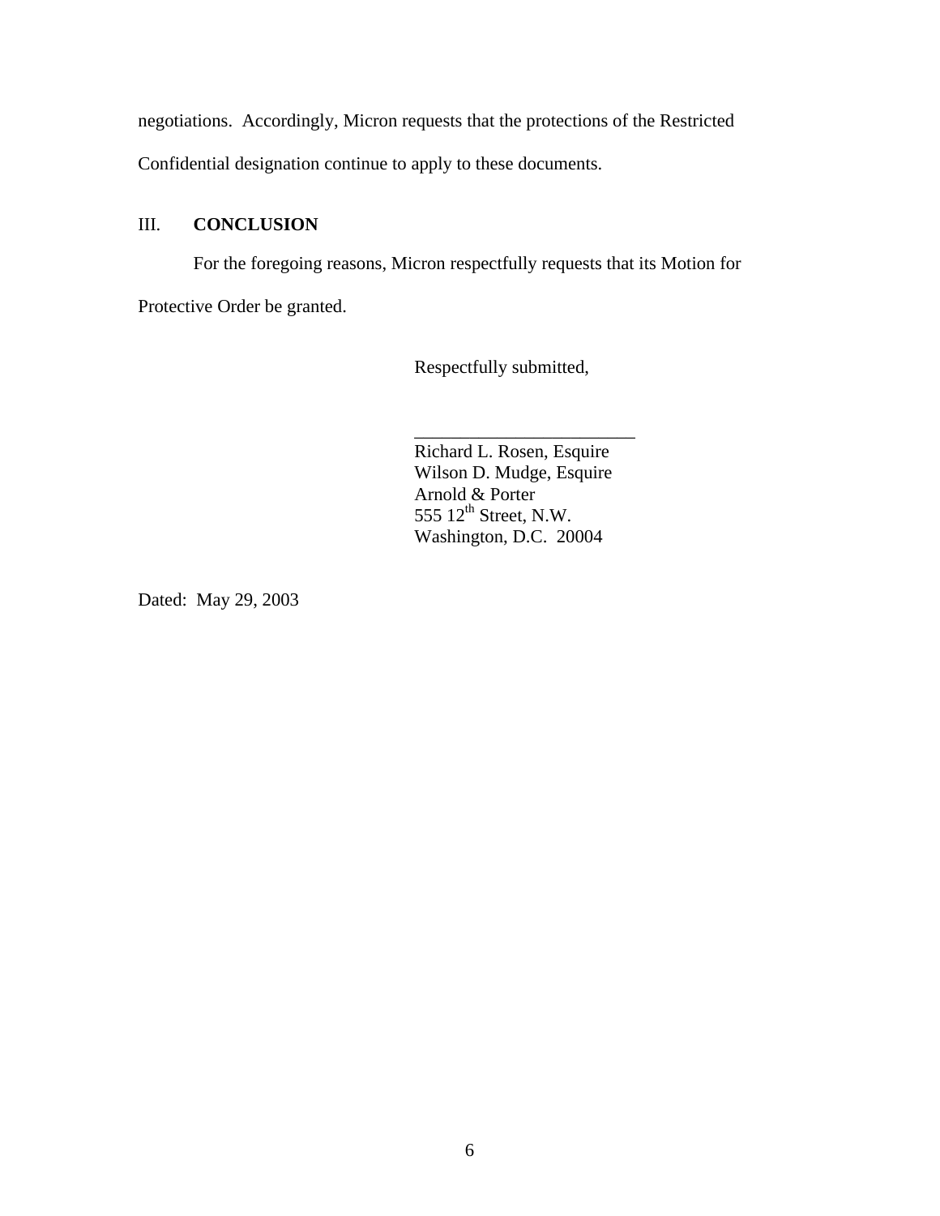negotiations. Accordingly, Micron requests that the protections of the Restricted Confidential designation continue to apply to these documents.

## III. CONCLUSION

For the foregoing reasons, Micron respectfully requests that its Motion for Protective Order be granted.

Respectfully submitted,

\_\_\_\_\_\_\_\_\_\_\_\_\_\_\_\_\_\_\_\_\_\_\_\_\_

Richard L. Rosen, Esquire
Wilson D. Mudge, Esquire
Arnold & Porter
555 12th Street, N.W.
Washington, D.C. 20004

Dated: May 29, 2003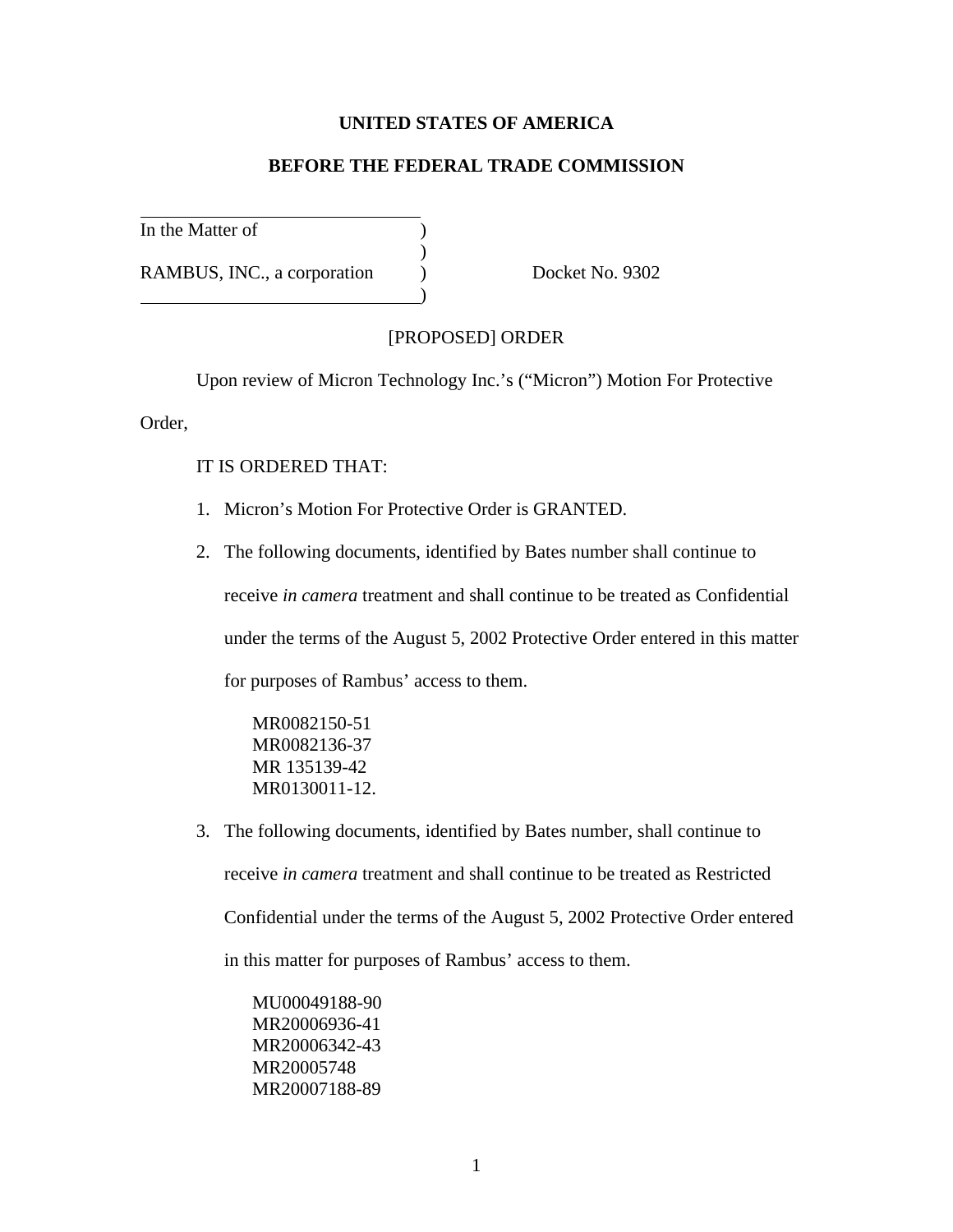**UNITED STATES OF AMERICA**

**BEFORE THE FEDERAL TRADE COMMISSION**

| | | |
|---|---|---|
| In the Matter of | ) | |
| | ) | |
| RAMBUS, INC., a corporation | ) | Docket No. 9302 |
| | ) | |

[PROPOSED] ORDER

Upon review of Micron Technology Inc.'s ("Micron") Motion For Protective Order,

IT IS ORDERED THAT:

1. Micron's Motion For Protective Order is GRANTED.

2. The following documents, identified by Bates number shall continue to receive *in camera* treatment and shall continue to be treated as Confidential under the terms of the August 5, 2002 Protective Order entered in this matter for purposes of Rambus' access to them.

   MR0082150-51
   MR0082136-37
   MR 135139-42
   MR0130011-12.

3. The following documents, identified by Bates number, shall continue to receive *in camera* treatment and shall continue to be treated as Restricted Confidential under the terms of the August 5, 2002 Protective Order entered in this matter for purposes of Rambus' access to them.

   MU00049188-90
   MR20006936-41
   MR20006342-43
   MR20005748
   MR20007188-89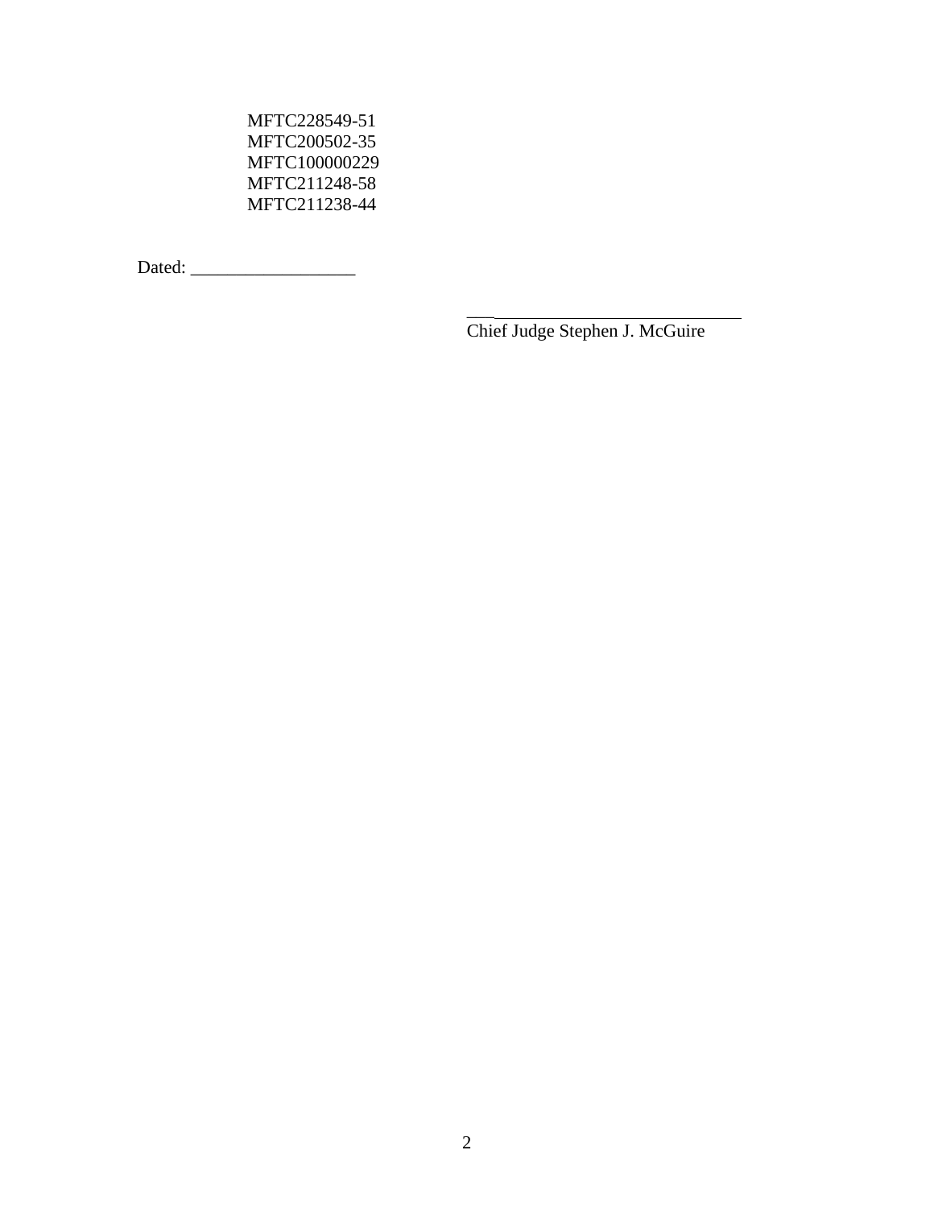MFTC228549-51
MFTC200502-35
MFTC100000229
MFTC211248-58
MFTC211238-44

Dated: __________________

______________________________
Chief Judge Stephen J. McGuire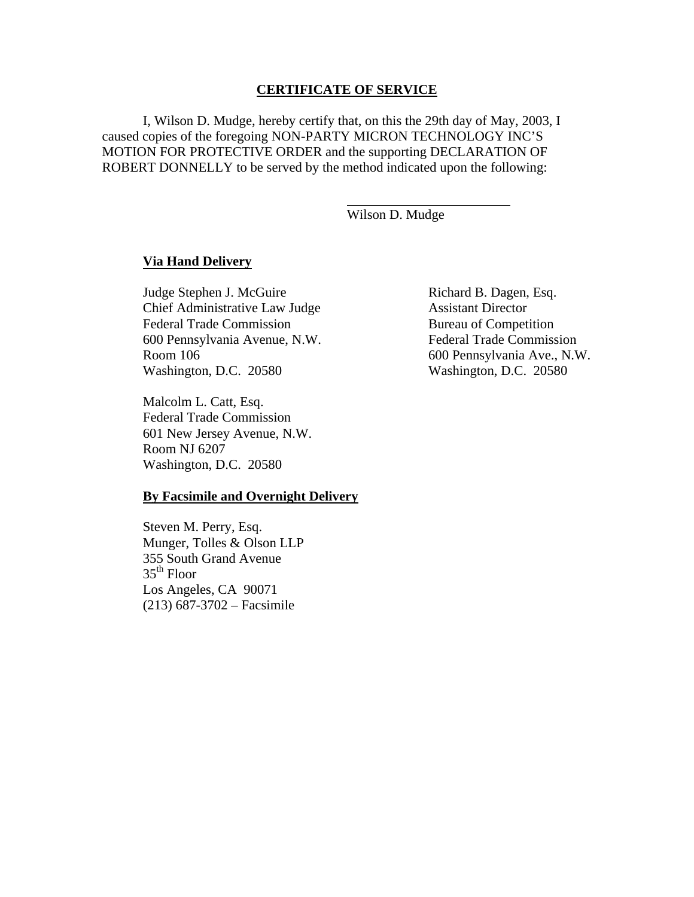**CERTIFICATE OF SERVICE**

I, Wilson D. Mudge, hereby certify that, on this the 29th day of May, 2003, I caused copies of the foregoing NON-PARTY MICRON TECHNOLOGY INC'S MOTION FOR PROTECTIVE ORDER and the supporting DECLARATION OF ROBERT DONNELLY to be served by the method indicated upon the following:

\_\_\_\_\_\_\_\_\_\_\_\_\_\_\_\_\_\_\_\_\_\_\_\_\_
Wilson D. Mudge

**Via Hand Delivery**

Judge Stephen J. McGuire
Chief Administrative Law Judge
Federal Trade Commission
600 Pennsylvania Avenue, N.W.
Room 106
Washington, D.C. 20580

Richard B. Dagen, Esq.
Assistant Director
Bureau of Competition
Federal Trade Commission
600 Pennsylvania Ave., N.W.
Washington, D.C. 20580

Malcolm L. Catt, Esq.
Federal Trade Commission
601 New Jersey Avenue, N.W.
Room NJ 6207
Washington, D.C. 20580

**By Facsimile and Overnight Delivery**

Steven M. Perry, Esq.
Munger, Tolles & Olson LLP
355 South Grand Avenue
35th Floor
Los Angeles, CA 90071
(213) 687-3702 – Facsimile